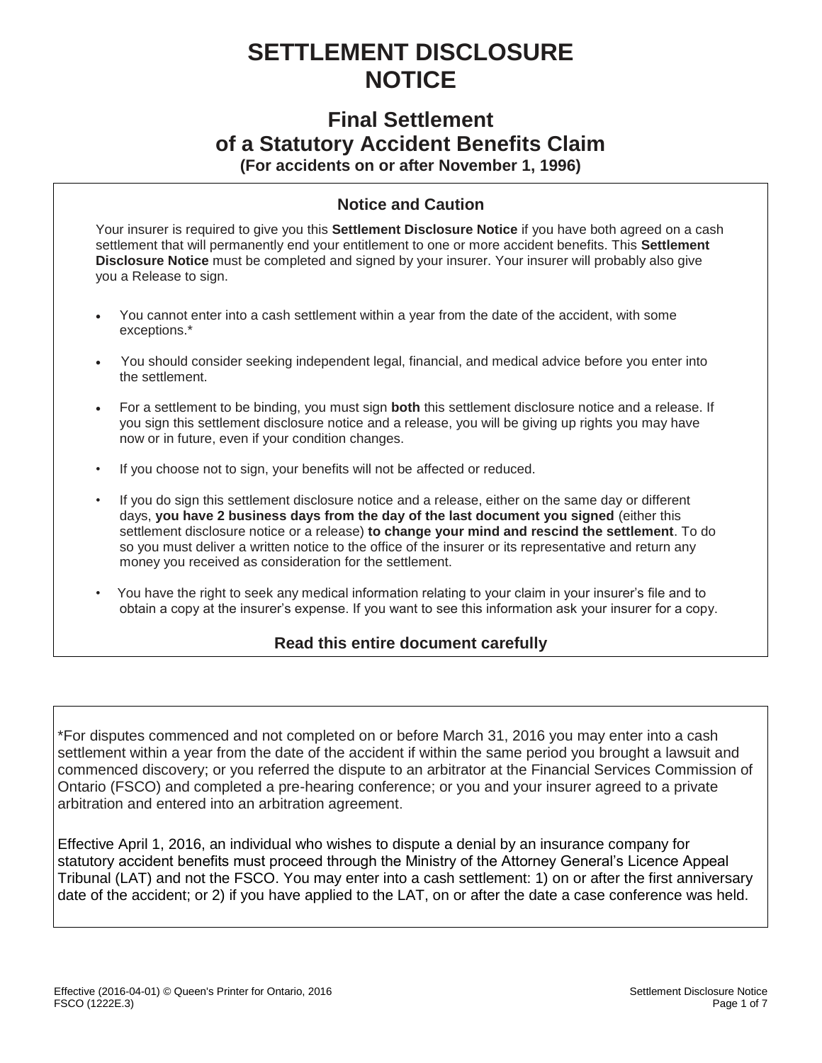# SETTLEMENT DISCLOSURE NOTICE

## Final Settlement of a Statutory Accident Benefits Claim

**(For accidents on or after November 1, 1996)**

### Notice and Caution

Your insurer is required to give you this **Settlement Disclosure Notice** if you have both agreed on a cash settlement that will permanently end your entitlement to one or more accident benefits. This **Settlement Disclosure Notice** must be completed and signed by your insurer. Your insurer will probably also give you a Release to sign.

- You cannot enter into a cash settlement within a year from the date of the accident, with some exceptions.*
- You should consider seeking independent legal, financial, and medical advice before you enter into the settlement.
- For a settlement to be binding, you must sign **both** this settlement disclosure notice and a release. If you sign this settlement disclosure notice and a release, you will be giving up rights you may have now or in future, even if your condition changes.
- If you choose not to sign, your benefits will not be affected or reduced.
- If you do sign this settlement disclosure notice and a release, either on the same day or different days, **you have 2 business days from the day of the last document you signed** (either this settlement disclosure notice or a release) **to change your mind and rescind the settlement**. To do so you must deliver a written notice to the office of the insurer or its representative and return any money you received as consideration for the settlement.
- You have the right to seek any medical information relating to your claim in your insurer's file and to obtain a copy at the insurer's expense. If you want to see this information ask your insurer for a copy.

**Read this entire document carefully**

*For disputes commenced and not completed on or before March 31, 2016 you may enter into a cash settlement within a year from the date of the accident if within the same period you brought a lawsuit and commenced discovery; or you referred the dispute to an arbitrator at the Financial Services Commission of Ontario (FSCO) and completed a pre-hearing conference; or you and your insurer agreed to a private arbitration and entered into an arbitration agreement.

Effective April 1, 2016, an individual who wishes to dispute a denial by an insurance company for statutory accident benefits must proceed through the Ministry of the Attorney General's Licence Appeal Tribunal (LAT) and not the FSCO. You may enter into a cash settlement: 1) on or after the first anniversary date of the accident; or 2) if you have applied to the LAT, on or after the date a case conference was held.

Effective (2016-04-01) © Queen's Printer for Ontario, 2016
FSCO (1222E.3)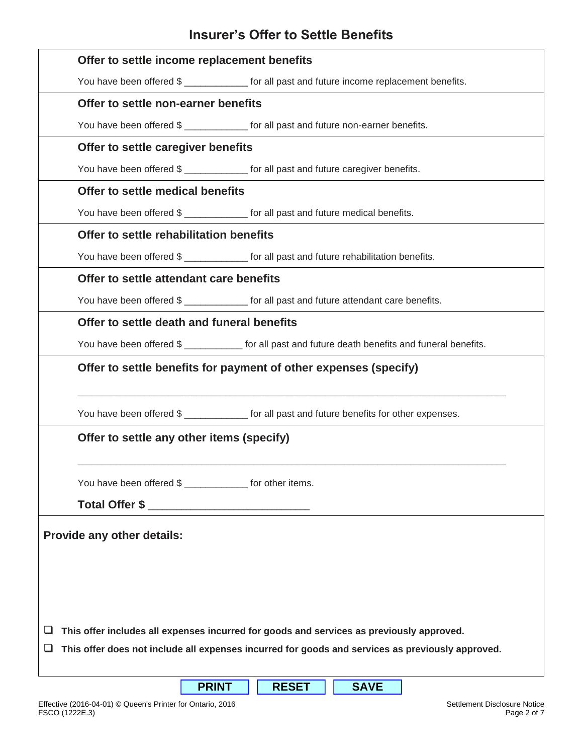# Insurer's Offer to Settle Benefits

**Offer to settle income replacement benefits**

You have been offered $ ____________ for all past and future income replacement benefits.

**Offer to settle non-earner benefits**

You have been offered $ ____________ for all past and future non-earner benefits.

**Offer to settle caregiver benefits**

You have been offered $ ____________ for all past and future caregiver benefits.

**Offer to settle medical benefits**

You have been offered $ ____________ for all past and future medical benefits.

**Offer to settle rehabilitation benefits**

You have been offered $ ____________ for all past and future rehabilitation benefits.

**Offer to settle attendant care benefits**

You have been offered $ ____________ for all past and future attendant care benefits.

**Offer to settle death and funeral benefits**

You have been offered $ ___________ for all past and future death benefits and funeral benefits.

**Offer to settle benefits for payment of other expenses (specify)**

_____________________________________________________________________________

You have been offered $ ____________ for all past and future benefits for other expenses.

**Offer to settle any other items (specify)**

_____________________________________________________________________________

You have been offered $ ____________ for other items.

**Total Offer $** ____________________________

**Provide any other details:**

☐ **This offer includes all expenses incurred for goods and services as previously approved.**

☐ **This offer does not include all expenses incurred for goods and services as previously approved.**

PRINT | RESET | SAVE

Effective (2016-04-01) © Queen's Printer for Ontario, 2016
FSCO (1222E.3)

Settlement Disclosure Notice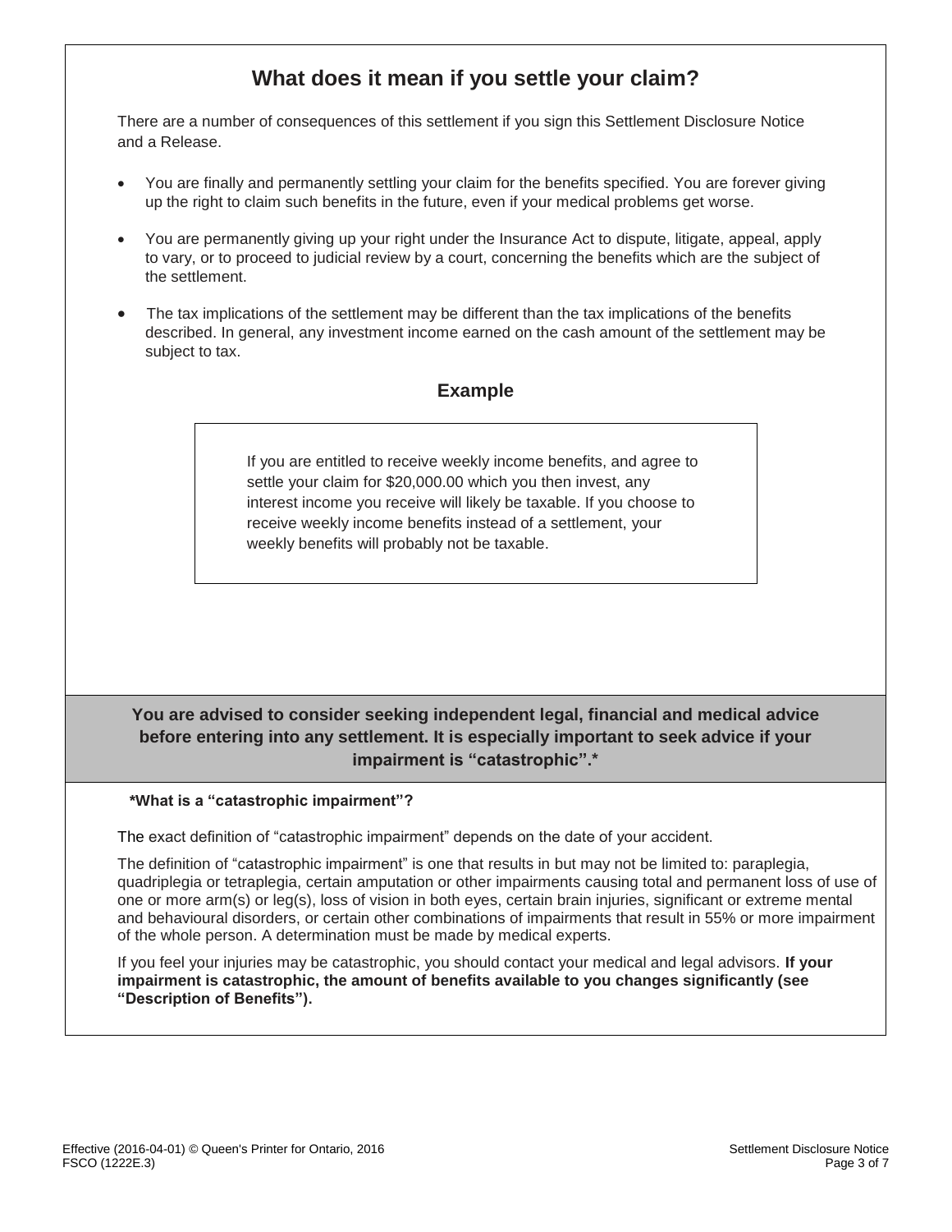## What does it mean if you settle your claim?

There are a number of consequences of this settlement if you sign this Settlement Disclosure Notice and a Release.

- You are finally and permanently settling your claim for the benefits specified. You are forever giving up the right to claim such benefits in the future, even if your medical problems get worse.
- You are permanently giving up your right under the Insurance Act to dispute, litigate, appeal, apply to vary, or to proceed to judicial review by a court, concerning the benefits which are the subject of the settlement.
- The tax implications of the settlement may be different than the tax implications of the benefits described. In general, any investment income earned on the cash amount of the settlement may be subject to tax.

### Example

> If you are entitled to receive weekly income benefits, and agree to settle your claim for $20,000.00 which you then invest, any interest income you receive will likely be taxable. If you choose to receive weekly income benefits instead of a settlement, your weekly benefits will probably not be taxable.

**You are advised to consider seeking independent legal, financial and medical advice before entering into any settlement. It is especially important to seek advice if your impairment is "catastrophic".***

**\*What is a "catastrophic impairment"?**

The exact definition of "catastrophic impairment" depends on the date of your accident.

The definition of "catastrophic impairment" is one that results in but may not be limited to: paraplegia, quadriplegia or tetraplegia, certain amputation or other impairments causing total and permanent loss of use of one or more arm(s) or leg(s), loss of vision in both eyes, certain brain injuries, significant or extreme mental and behavioural disorders, or certain other combinations of impairments that result in 55% or more impairment of the whole person. A determination must be made by medical experts.

If you feel your injuries may be catastrophic, you should contact your medical and legal advisors. **If your impairment is catastrophic, the amount of benefits available to you changes significantly (see "Description of Benefits").**

Effective (2016-04-01) © Queen's Printer for Ontario, 2016
FSCO (1222E.3)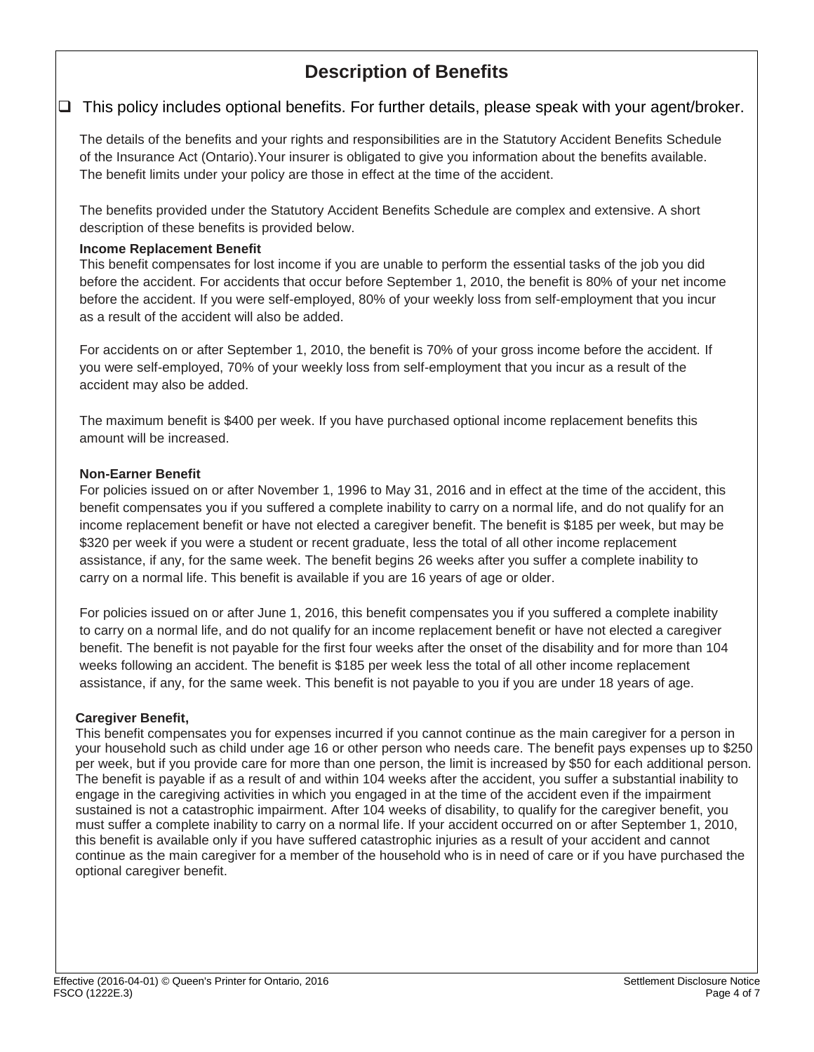# Description of Benefits

☐ This policy includes optional benefits. For further details, please speak with your agent/broker.

The details of the benefits and your rights and responsibilities are in the Statutory Accident Benefits Schedule of the Insurance Act (Ontario).Your insurer is obligated to give you information about the benefits available. The benefit limits under your policy are those in effect at the time of the accident.

The benefits provided under the Statutory Accident Benefits Schedule are complex and extensive. A short description of these benefits is provided below.

**Income Replacement Benefit**

This benefit compensates for lost income if you are unable to perform the essential tasks of the job you did before the accident. For accidents that occur before September 1, 2010, the benefit is 80% of your net income before the accident. If you were self-employed, 80% of your weekly loss from self-employment that you incur as a result of the accident will also be added.

For accidents on or after September 1, 2010, the benefit is 70% of your gross income before the accident. If you were self-employed, 70% of your weekly loss from self-employment that you incur as a result of the accident may also be added.

The maximum benefit is $400 per week. If you have purchased optional income replacement benefits this amount will be increased.

**Non-Earner Benefit**

For policies issued on or after November 1, 1996 to May 31, 2016 and in effect at the time of the accident, this benefit compensates you if you suffered a complete inability to carry on a normal life, and do not qualify for an income replacement benefit or have not elected a caregiver benefit. The benefit is $185 per week, but may be $320 per week if you were a student or recent graduate, less the total of all other income replacement assistance, if any, for the same week. The benefit begins 26 weeks after you suffer a complete inability to carry on a normal life. This benefit is available if you are 16 years of age or older.

For policies issued on or after June 1, 2016, this benefit compensates you if you suffered a complete inability to carry on a normal life, and do not qualify for an income replacement benefit or have not elected a caregiver benefit. The benefit is not payable for the first four weeks after the onset of the disability and for more than 104 weeks following an accident. The benefit is $185 per week less the total of all other income replacement assistance, if any, for the same week. This benefit is not payable to you if you are under 18 years of age.

**Caregiver Benefit,**

This benefit compensates you for expenses incurred if you cannot continue as the main caregiver for a person in your household such as child under age 16 or other person who needs care. The benefit pays expenses up to $250 per week, but if you provide care for more than one person, the limit is increased by $50 for each additional person. The benefit is payable if as a result of and within 104 weeks after the accident, you suffer a substantial inability to engage in the caregiving activities in which you engaged in at the time of the accident even if the impairment sustained is not a catastrophic impairment. After 104 weeks of disability, to qualify for the caregiver benefit, you must suffer a complete inability to carry on a normal life. If your accident occurred on or after September 1, 2010, this benefit is available only if you have suffered catastrophic injuries as a result of your accident and cannot continue as the main caregiver for a member of the household who is in need of care or if you have purchased the optional caregiver benefit.

Effective (2016-04-01) © Queen's Printer for Ontario, 2016
FSCO (1222E.3)

Settlement Disclosure Notice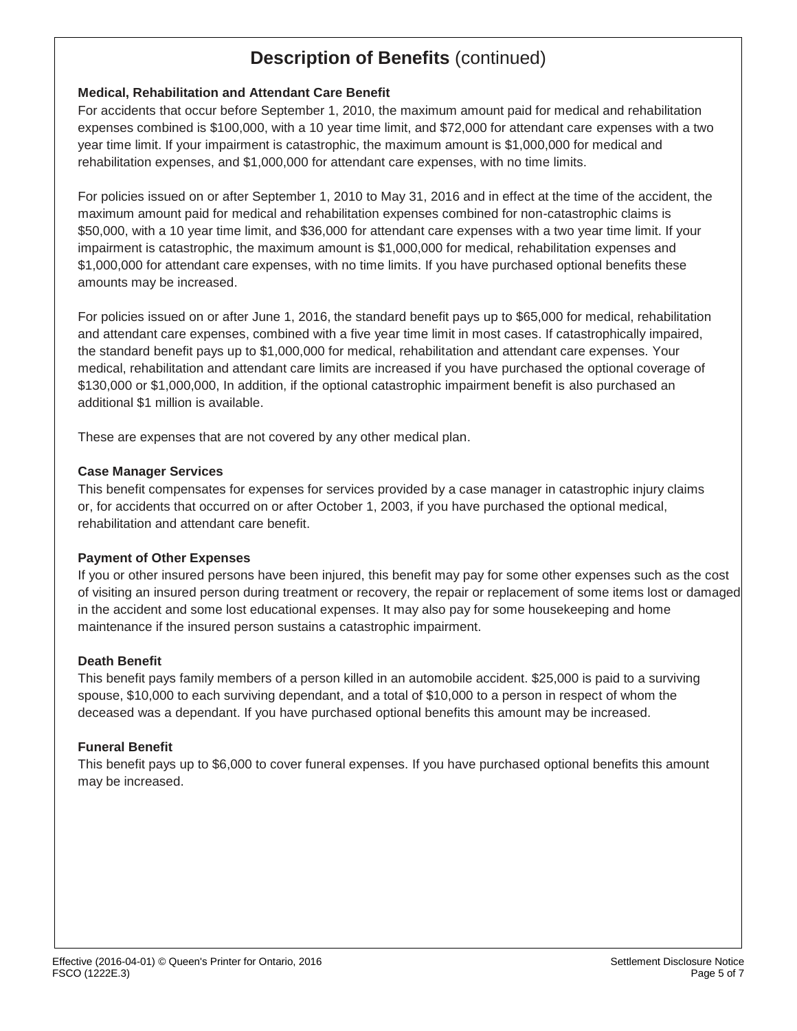## Description of Benefits (continued)

**Medical, Rehabilitation and Attendant Care Benefit**

For accidents that occur before September 1, 2010, the maximum amount paid for medical and rehabilitation expenses combined is $100,000, with a 10 year time limit, and $72,000 for attendant care expenses with a two year time limit. If your impairment is catastrophic, the maximum amount is $1,000,000 for medical and rehabilitation expenses, and $1,000,000 for attendant care expenses, with no time limits.

For policies issued on or after September 1, 2010 to May 31, 2016 and in effect at the time of the accident, the maximum amount paid for medical and rehabilitation expenses combined for non-catastrophic claims is $50,000, with a 10 year time limit, and $36,000 for attendant care expenses with a two year time limit. If your impairment is catastrophic, the maximum amount is $1,000,000 for medical, rehabilitation expenses and $1,000,000 for attendant care expenses, with no time limits. If you have purchased optional benefits these amounts may be increased.

For policies issued on or after June 1, 2016, the standard benefit pays up to $65,000 for medical, rehabilitation and attendant care expenses, combined with a five year time limit in most cases. If catastrophically impaired, the standard benefit pays up to $1,000,000 for medical, rehabilitation and attendant care expenses. Your medical, rehabilitation and attendant care limits are increased if you have purchased the optional coverage of $130,000 or $1,000,000, In addition, if the optional catastrophic impairment benefit is also purchased an additional $1 million is available.

These are expenses that are not covered by any other medical plan.

**Case Manager Services**

This benefit compensates for expenses for services provided by a case manager in catastrophic injury claims or, for accidents that occurred on or after October 1, 2003, if you have purchased the optional medical, rehabilitation and attendant care benefit.

**Payment of Other Expenses**

If you or other insured persons have been injured, this benefit may pay for some other expenses such as the cost of visiting an insured person during treatment or recovery, the repair or replacement of some items lost or damaged in the accident and some lost educational expenses. It may also pay for some housekeeping and home maintenance if the insured person sustains a catastrophic impairment.

**Death Benefit**

This benefit pays family members of a person killed in an automobile accident. $25,000 is paid to a surviving spouse, $10,000 to each surviving dependant, and a total of $10,000 to a person in respect of whom the deceased was a dependant. If you have purchased optional benefits this amount may be increased.

**Funeral Benefit**

This benefit pays up to $6,000 to cover funeral expenses. If you have purchased optional benefits this amount may be increased.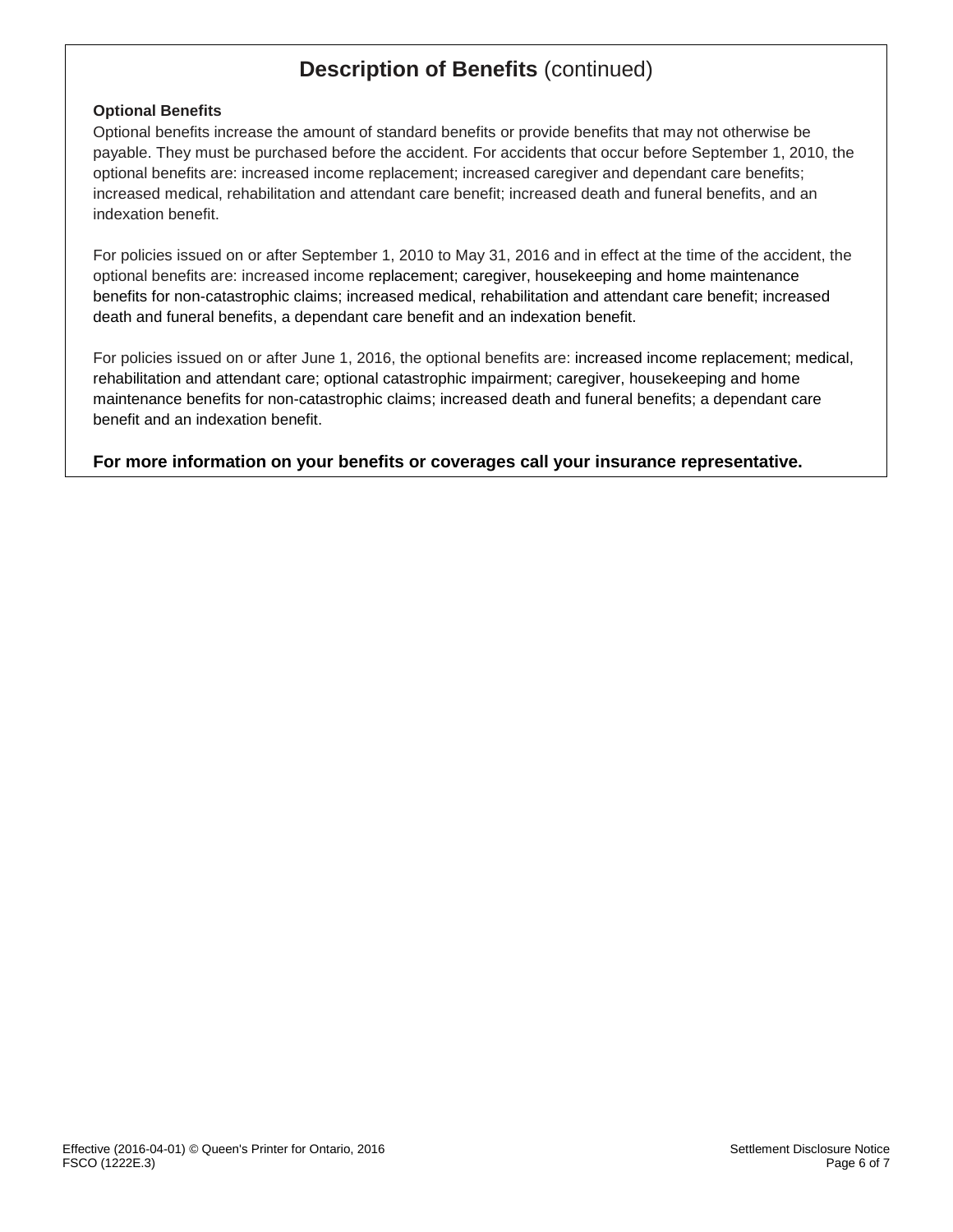## Description of Benefits (continued)

**Optional Benefits**

Optional benefits increase the amount of standard benefits or provide benefits that may not otherwise be payable. They must be purchased before the accident. For accidents that occur before September 1, 2010, the optional benefits are: increased income replacement; increased caregiver and dependant care benefits; increased medical, rehabilitation and attendant care benefit; increased death and funeral benefits, and an indexation benefit.

For policies issued on or after September 1, 2010 to May 31, 2016 and in effect at the time of the accident, the optional benefits are: increased income replacement; caregiver, housekeeping and home maintenance benefits for non-catastrophic claims; increased medical, rehabilitation and attendant care benefit; increased death and funeral benefits, a dependant care benefit and an indexation benefit.

For policies issued on or after June 1, 2016, the optional benefits are: increased income replacement; medical, rehabilitation and attendant care; optional catastrophic impairment; caregiver, housekeeping and home maintenance benefits for non-catastrophic claims; increased death and funeral benefits; a dependant care benefit and an indexation benefit.

**For more information on your benefits or coverages call your insurance representative.**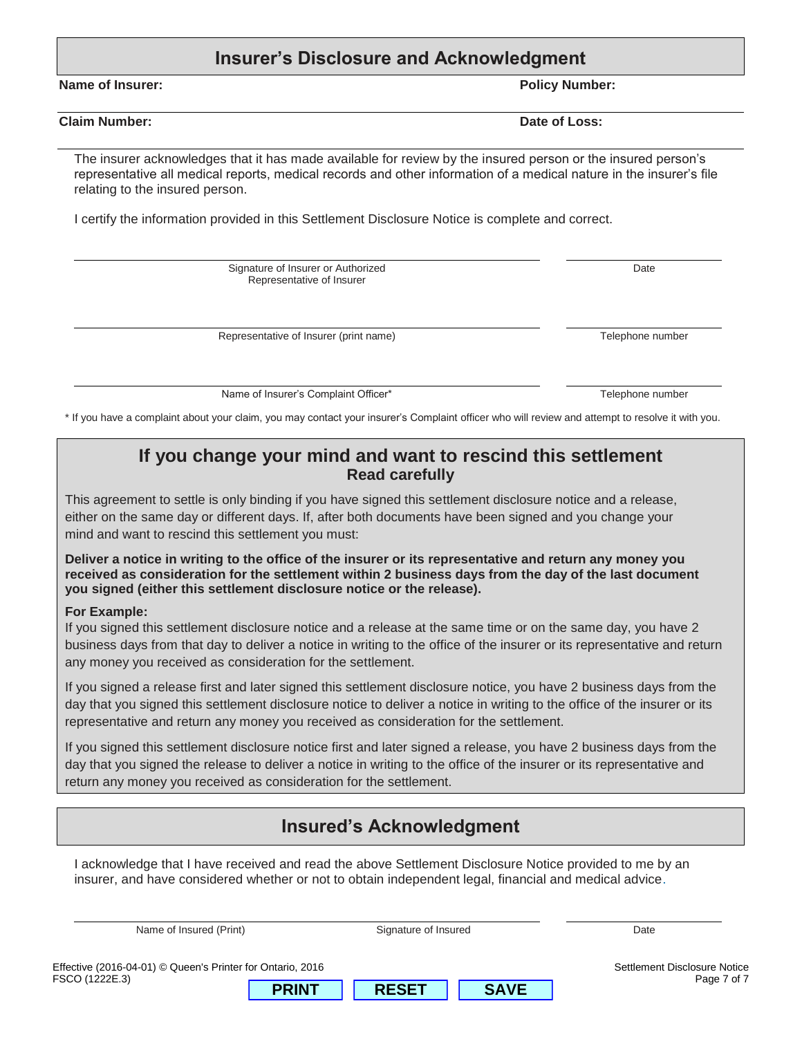## Insurer's Disclosure and Acknowledgment

**Name of Insurer:** **Policy Number:**

**Claim Number:** **Date of Loss:**

The insurer acknowledges that it has made available for review by the insured person or the insured person's representative all medical reports, medical records and other information of a medical nature in the insurer's file relating to the insured person.

I certify the information provided in this Settlement Disclosure Notice is complete and correct.

Signature of Insurer or Authorized Representative of Insurer

Date

Representative of Insurer (print name)

Telephone number

Name of Insurer's Complaint Officer*

Telephone number

\* If you have a complaint about your claim, you may contact your insurer's Complaint officer who will review and attempt to resolve it with you.

## If you change your mind and want to rescind this settlement

### Read carefully

This agreement to settle is only binding if you have signed this settlement disclosure notice and a release, either on the same day or different days. If, after both documents have been signed and you change your mind and want to rescind this settlement you must:

**Deliver a notice in writing to the office of the insurer or its representative and return any money you received as consideration for the settlement within 2 business days from the day of the last document you signed (either this settlement disclosure notice or the release).**

**For Example:**

If you signed this settlement disclosure notice and a release at the same time or on the same day, you have 2 business days from that day to deliver a notice in writing to the office of the insurer or its representative and return any money you received as consideration for the settlement.

If you signed a release first and later signed this settlement disclosure notice, you have 2 business days from the day that you signed this settlement disclosure notice to deliver a notice in writing to the office of the insurer or its representative and return any money you received as consideration for the settlement.

If you signed this settlement disclosure notice first and later signed a release, you have 2 business days from the day that you signed the release to deliver a notice in writing to the office of the insurer or its representative and return any money you received as consideration for the settlement.

## Insured's Acknowledgment

I acknowledge that I have received and read the above Settlement Disclosure Notice provided to me by an insurer, and have considered whether or not to obtain independent legal, financial and medical advice.

Name of Insured (Print) Signature of Insured

Date

Effective (2016-04-01) © Queen's Printer for Ontario, 2016
FSCO (1222E.3)

Settlement Disclosure Notice